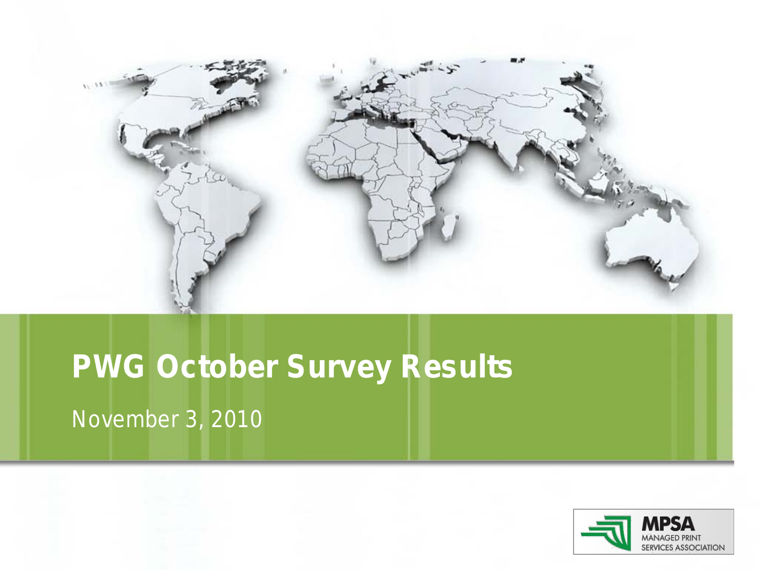# PWG October Survey Results

November 3, 2010

MPSA
MANAGED PRINT SERVICES ASSOCIATION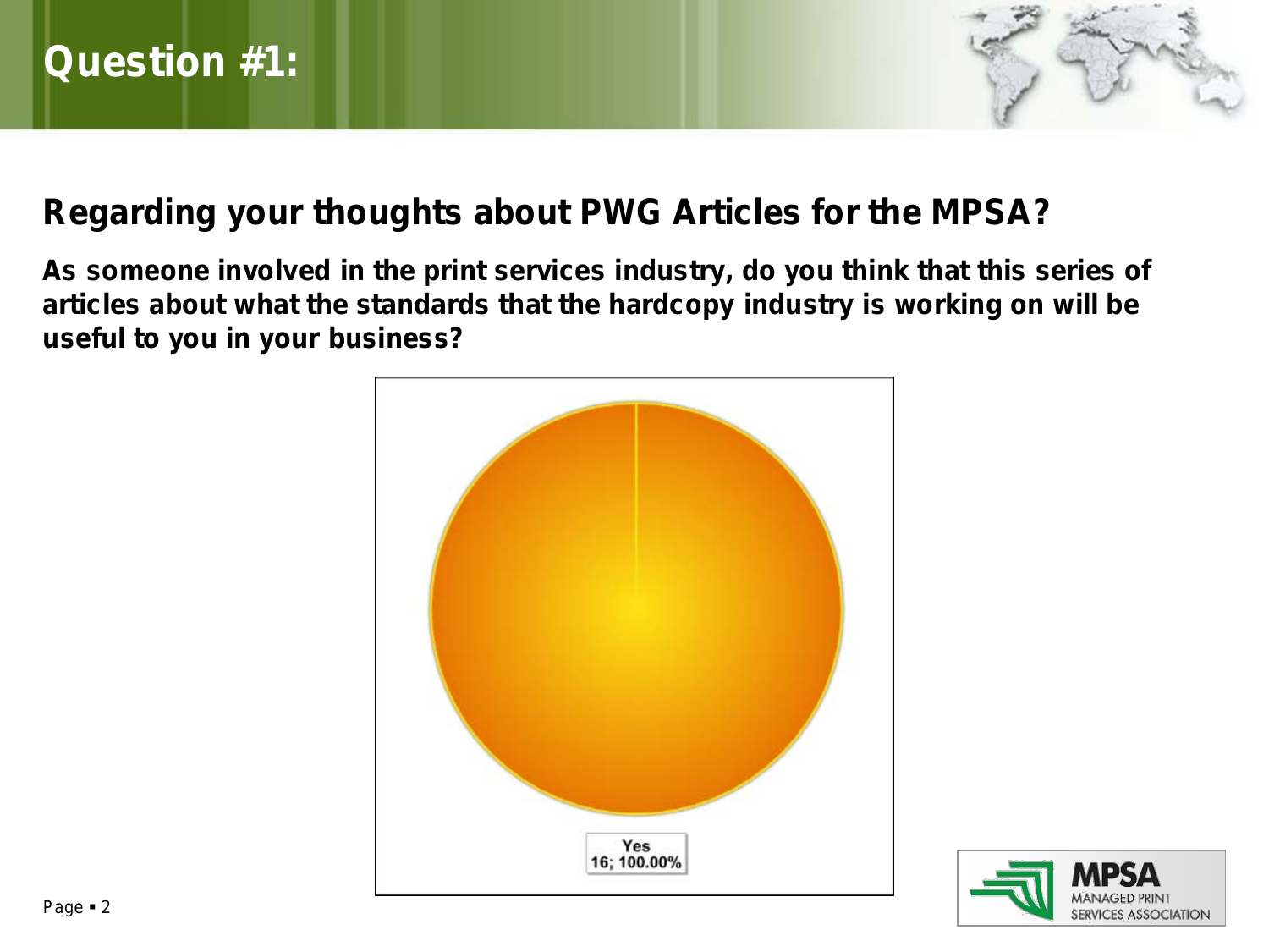# Question #1:

## Regarding your thoughts about PWG Articles for the MPSA?

**As someone involved in the print services industry, do you think that this series of articles about what the standards that the hardcopy industry is working on will be useful to you in your business?**

Yes
16; 100.00%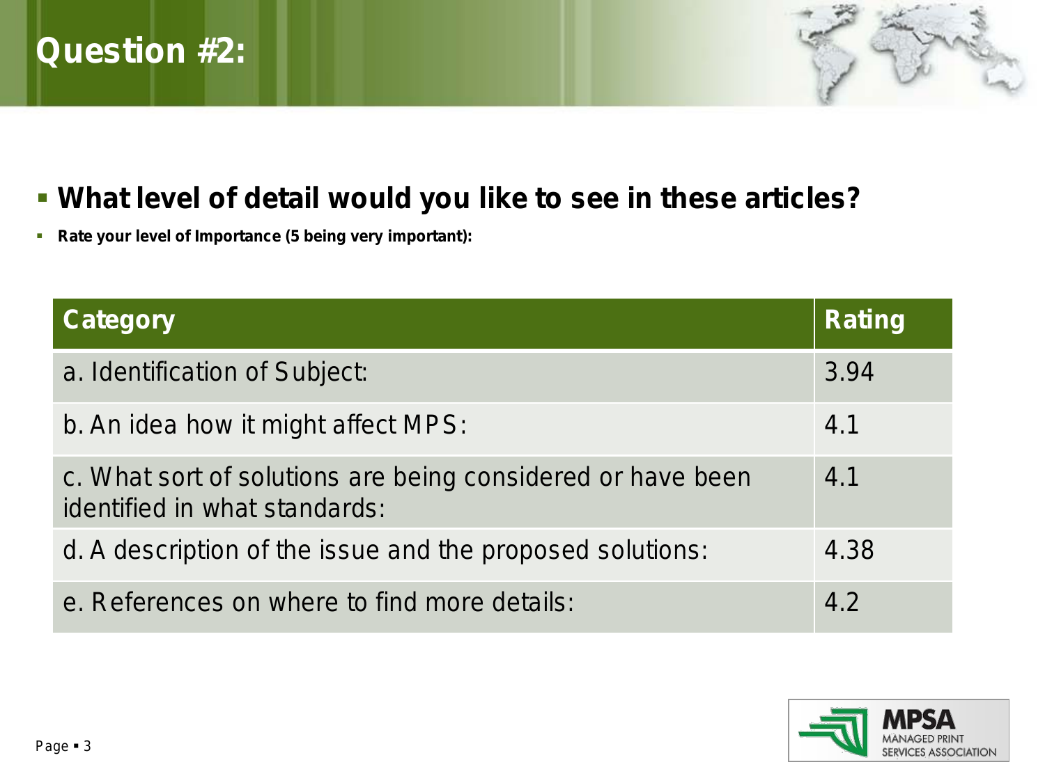# Question #2:

- **What level of detail would you like to see in these articles?**
  - **Rate your level of Importance (5 being very important):**

| Category | Rating |
|---|---|
| a. Identification of Subject: | 3.94 |
| b. An idea how it might affect MPS: | 4.1 |
| c. What sort of solutions are being considered or have been identified in what standards: | 4.1 |
| d. A description of the issue and the proposed solutions: | 4.38 |
| e. References on where to find more details: | 4.2 |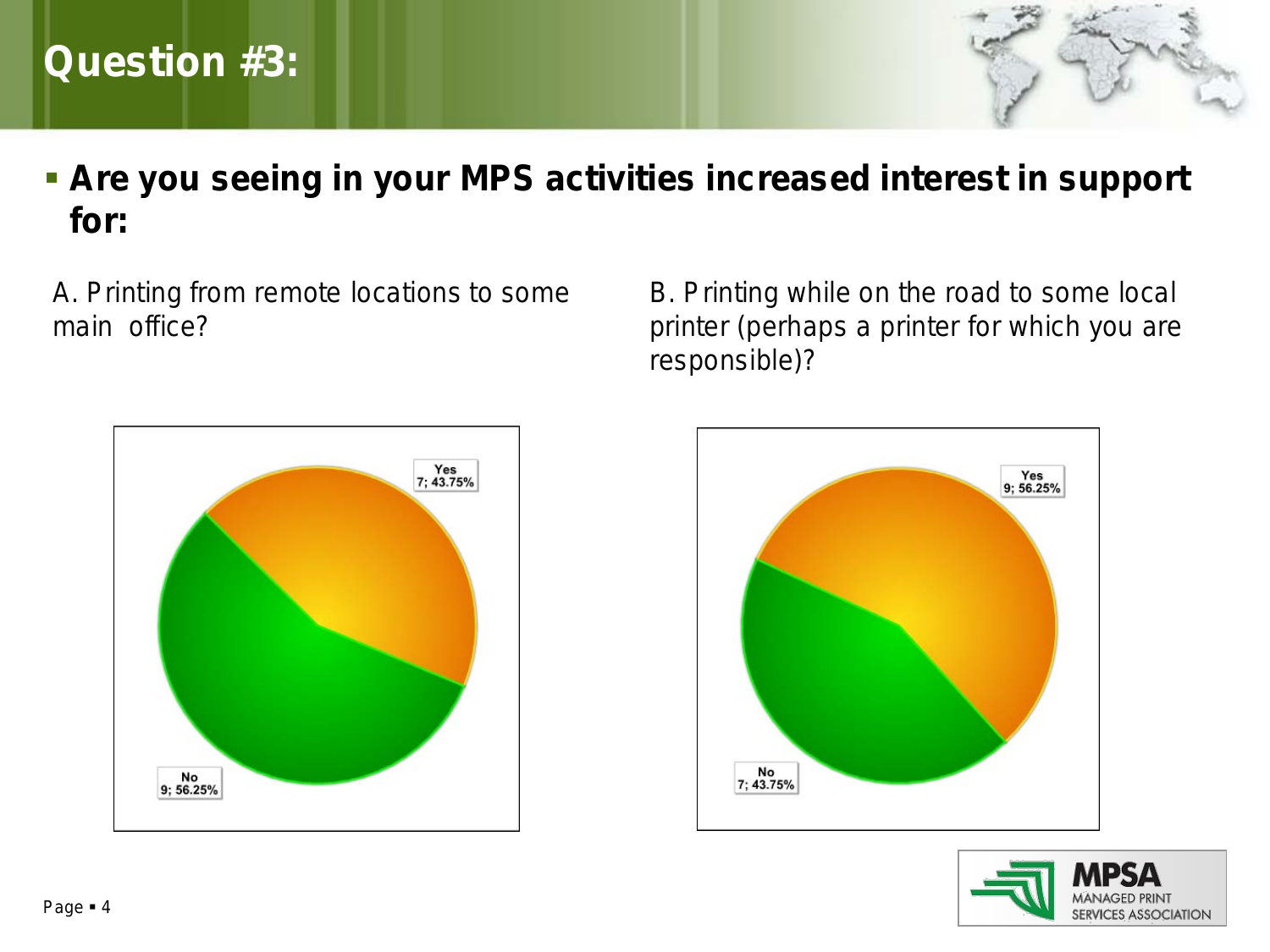# Question #3:

- **Are you seeing in your MPS activities increased interest in support for:**

A. Printing from remote locations to some main office?

Yes
7; 43.75%

No
9; 56.25%

B. Printing while on the road to some local printer (perhaps a printer for which you are responsible)?

Yes
9; 56.25%

No
7; 43.75%

MPSA
MANAGED PRINT
SERVICES ASSOCIATION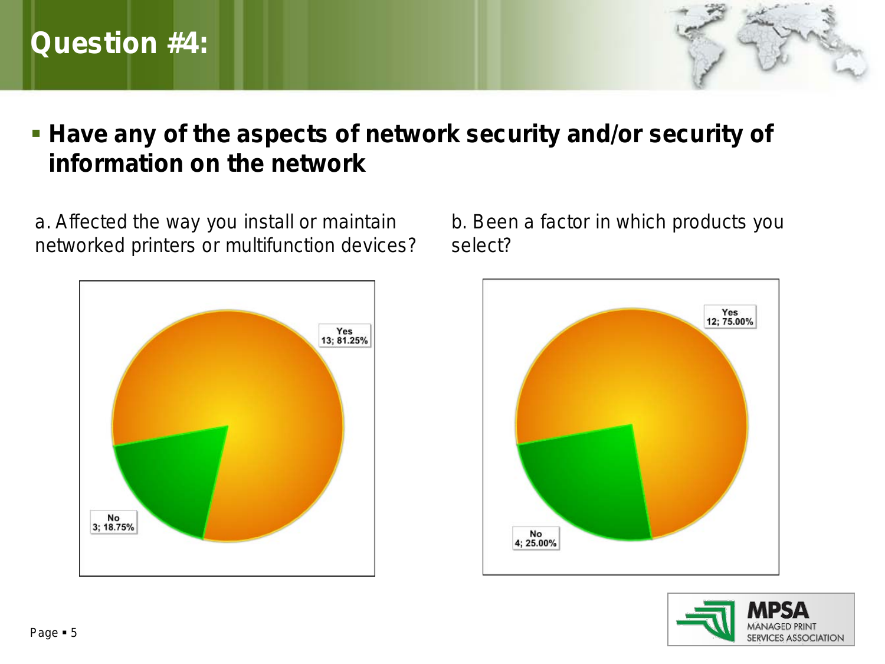# Question #4:

- **Have any of the aspects of network security and/or security of information on the network**

a. Affected the way you install or maintain networked printers or multifunction devices?

Yes
13; 81.25%

No
3; 18.75%

b. Been a factor in which products you select?

Yes
12; 75.00%

No
4; 25.00%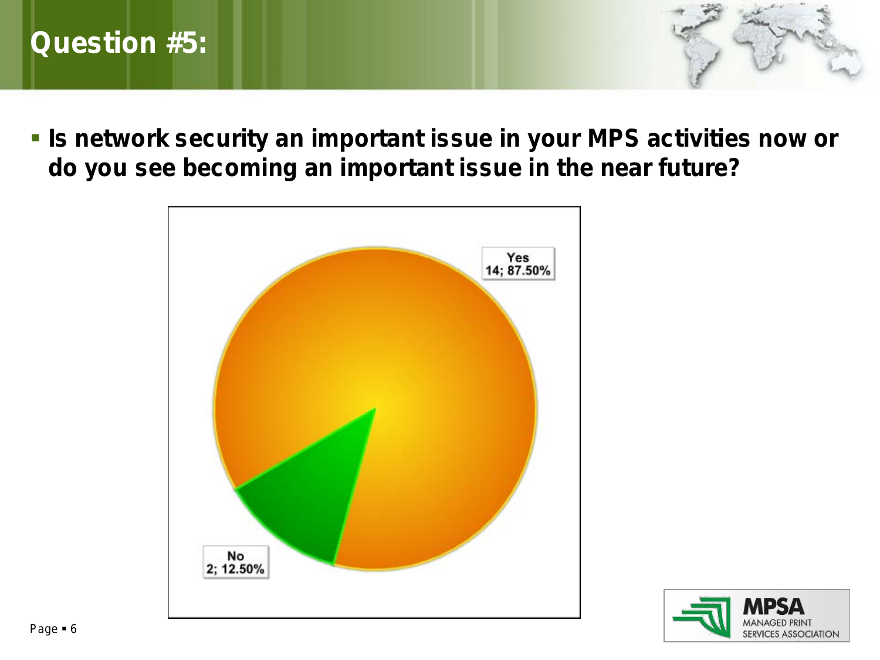# Question #5:

- **Is network security an important issue in your MPS activities now or do you see becoming an important issue in the near future?**

Yes
14; 87.50%

No
2; 12.50%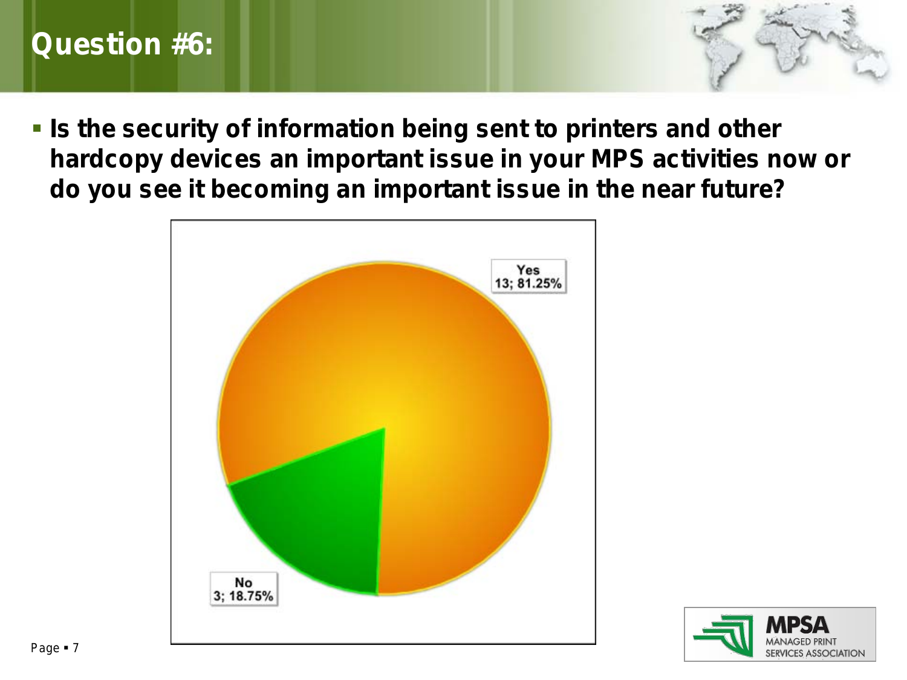# Question #6:

- **Is the security of information being sent to printers and other hardcopy devices an important issue in your MPS activities now or do you see it becoming an important issue in the near future?**

Yes
13; 81.25%

No
3; 18.75%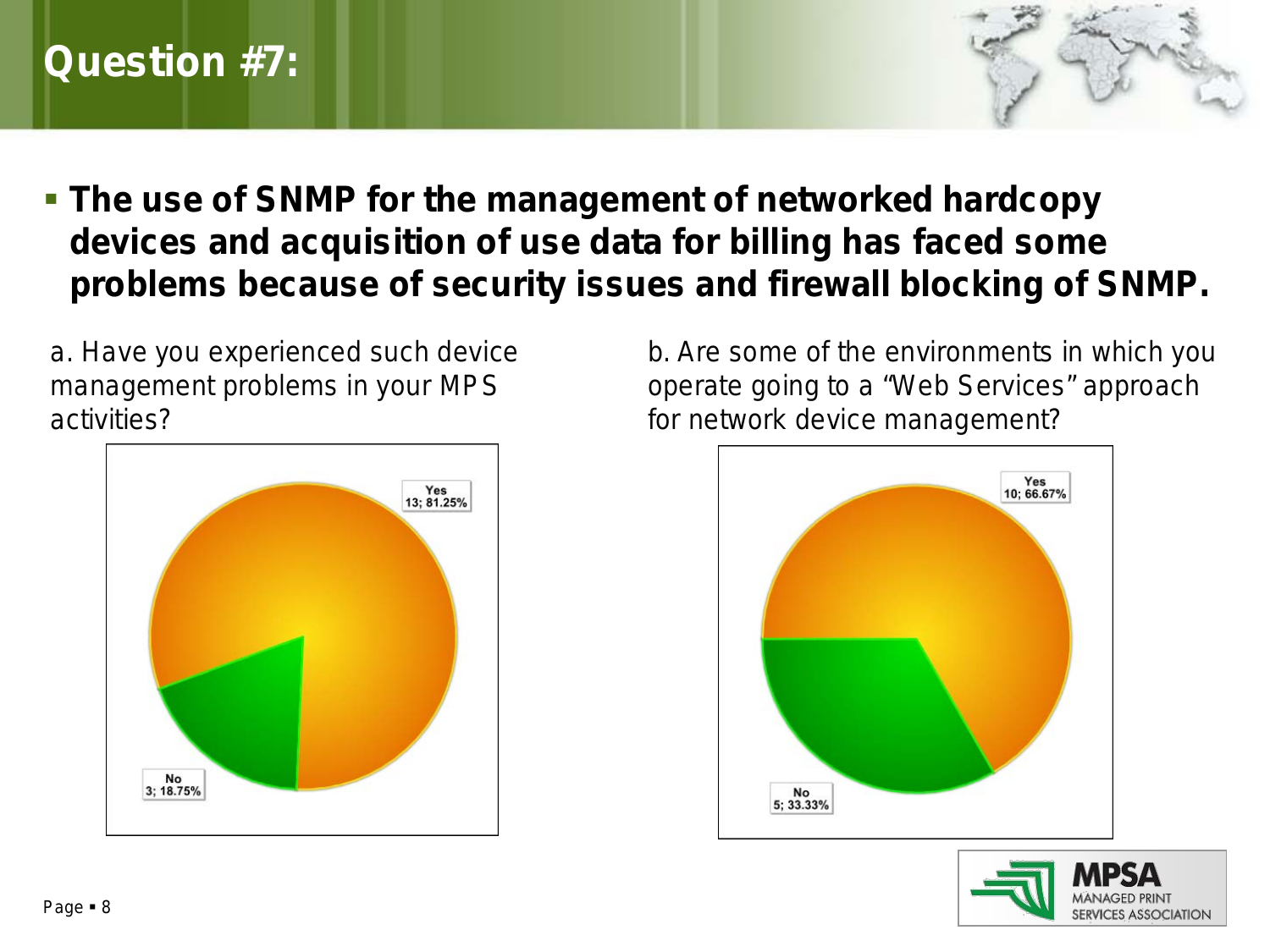# Question #7:

- **The use of SNMP for the management of networked hardcopy devices and acquisition of use data for billing has faced some problems because of security issues and firewall blocking of SNMP.**

a. Have you experienced such device management problems in your MPS activities?

| Answer | Count | Percent |
| --- | --- | --- |
| Yes | 13 | 81.25% |
| No | 3 | 18.75% |

b. Are some of the environments in which you operate going to a "Web Services" approach for network device management?

| Answer | Count | Percent |
| --- | --- | --- |
| Yes | 10 | 66.67% |
| No | 5 | 33.33% |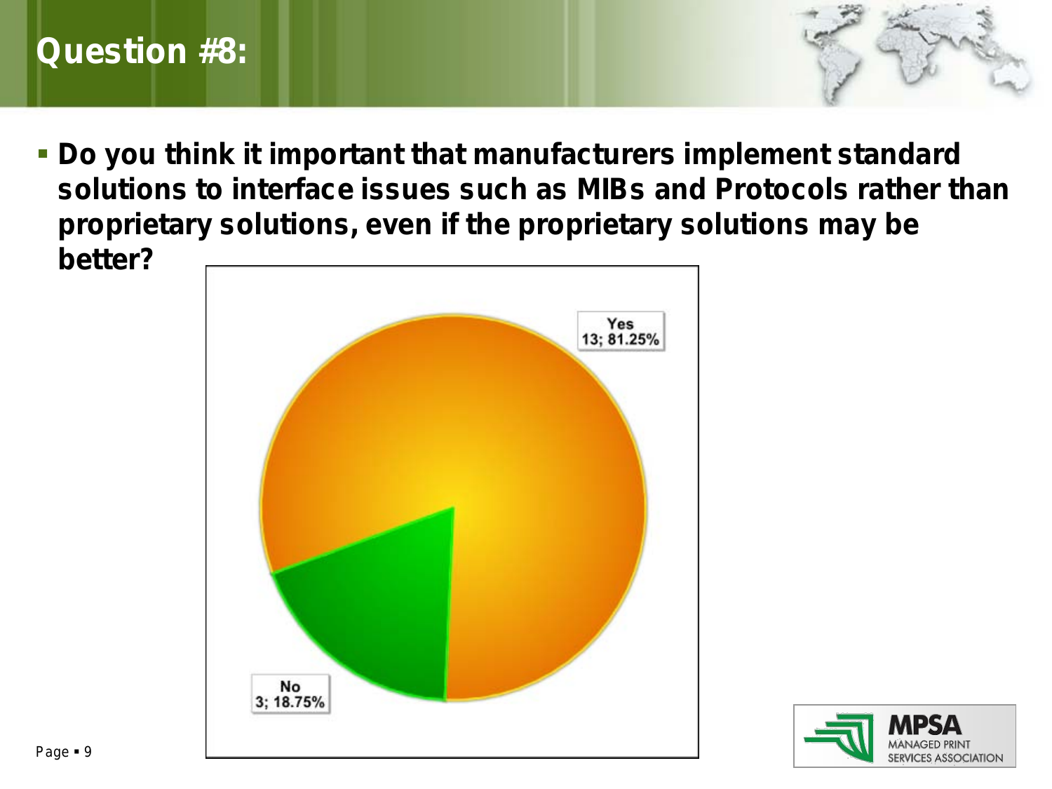# Question #8:

- **Do you think it important that manufacturers implement standard solutions to interface issues such as MIBs and Protocols rather than proprietary solutions, even if the proprietary solutions may be better?**

Yes
13; 81.25%

No
3; 18.75%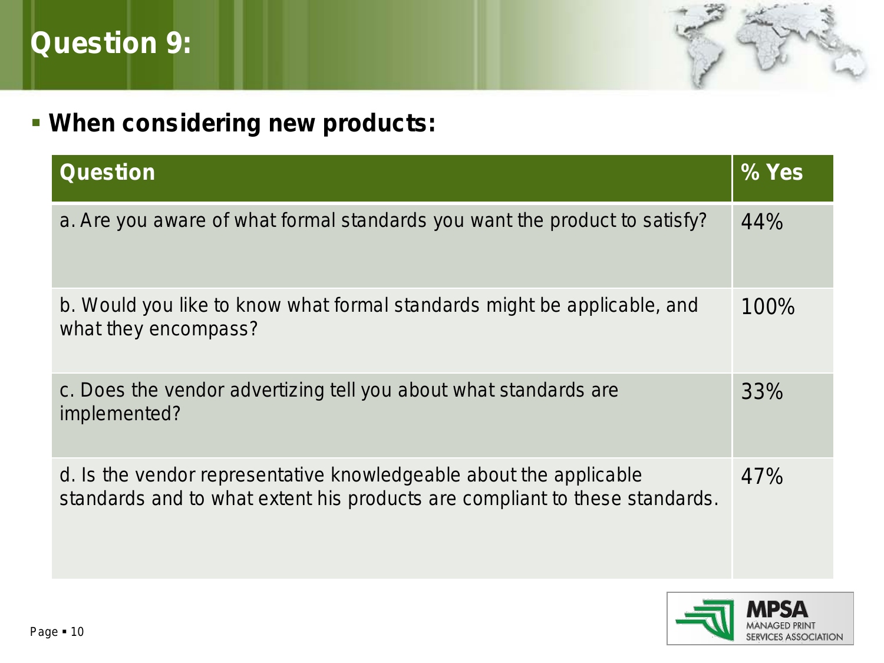# Question 9:

- **When considering new products:**

| Question | % Yes |
| --- | --- |
| a. Are you aware of what formal standards you want the product to satisfy? | 44% |
| b. Would you like to know what formal standards might be applicable, and what they encompass? | 100% |
| c. Does the vendor advertizing tell you about what standards are implemented? | 33% |
| d. Is the vendor representative knowledgeable about the applicable standards and to what extent his products are compliant to these standards. | 47% |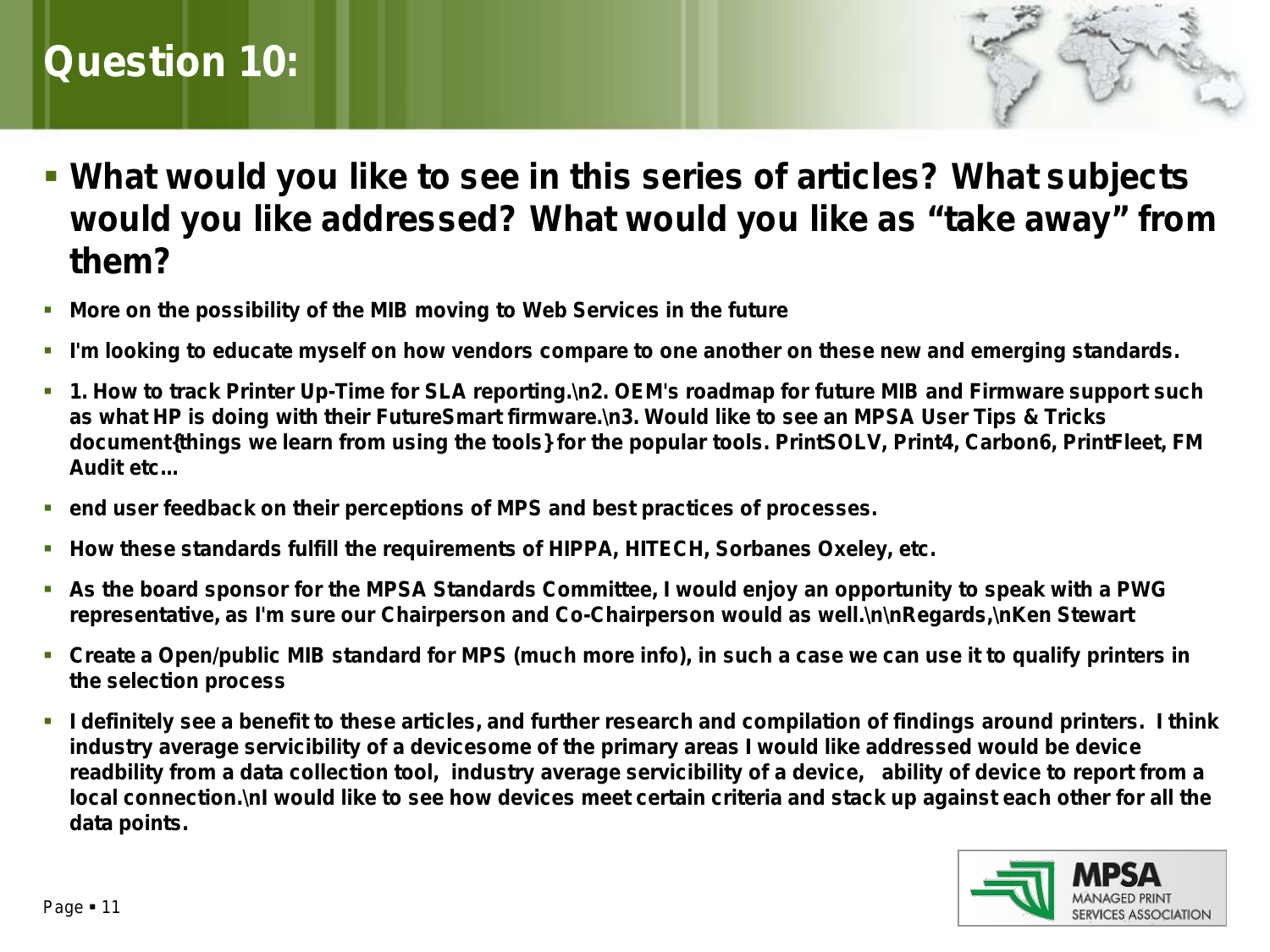# Question 10:

- **What would you like to see in this series of articles? What subjects would you like addressed? What would you like as "take away" from them?**

- More on the possibility of the MIB moving to Web Services in the future
- I'm looking to educate myself on how vendors compare to one another on these new and emerging standards.
- 1. How to track Printer Up-Time for SLA reporting.\n2. OEM's roadmap for future MIB and Firmware support such as what HP is doing with their FutureSmart firmware.\n3. Would like to see an MPSA User Tips & Tricks document{things we learn from using the tools} for the popular tools. PrintSOLV, Print4, Carbon6, PrintFleet, FM Audit etc…
- end user feedback on their perceptions of MPS and best practices of processes.
- How these standards fulfill the requirements of HIPPA, HITECH, Sorbanes Oxeley, etc.
- As the board sponsor for the MPSA Standards Committee, I would enjoy an opportunity to speak with a PWG representative, as I'm sure our Chairperson and Co-Chairperson would as well.\n\nRegards,\nKen Stewart
- Create a Open/public MIB standard for MPS (much more info), in such a case we can use it to qualify printers in the selection process
- I definitely see a benefit to these articles, and further research and compilation of findings around printers. I think industry average servicibility of a devicesome of the primary areas I would like addressed would be device readbility from a data collection tool, industry average servicibility of a device, ability of device to report from a local connection.\nI would like to see how devices meet certain criteria and stack up against each other for all the data points.

MPSA MANAGED PRINT SERVICES ASSOCIATION